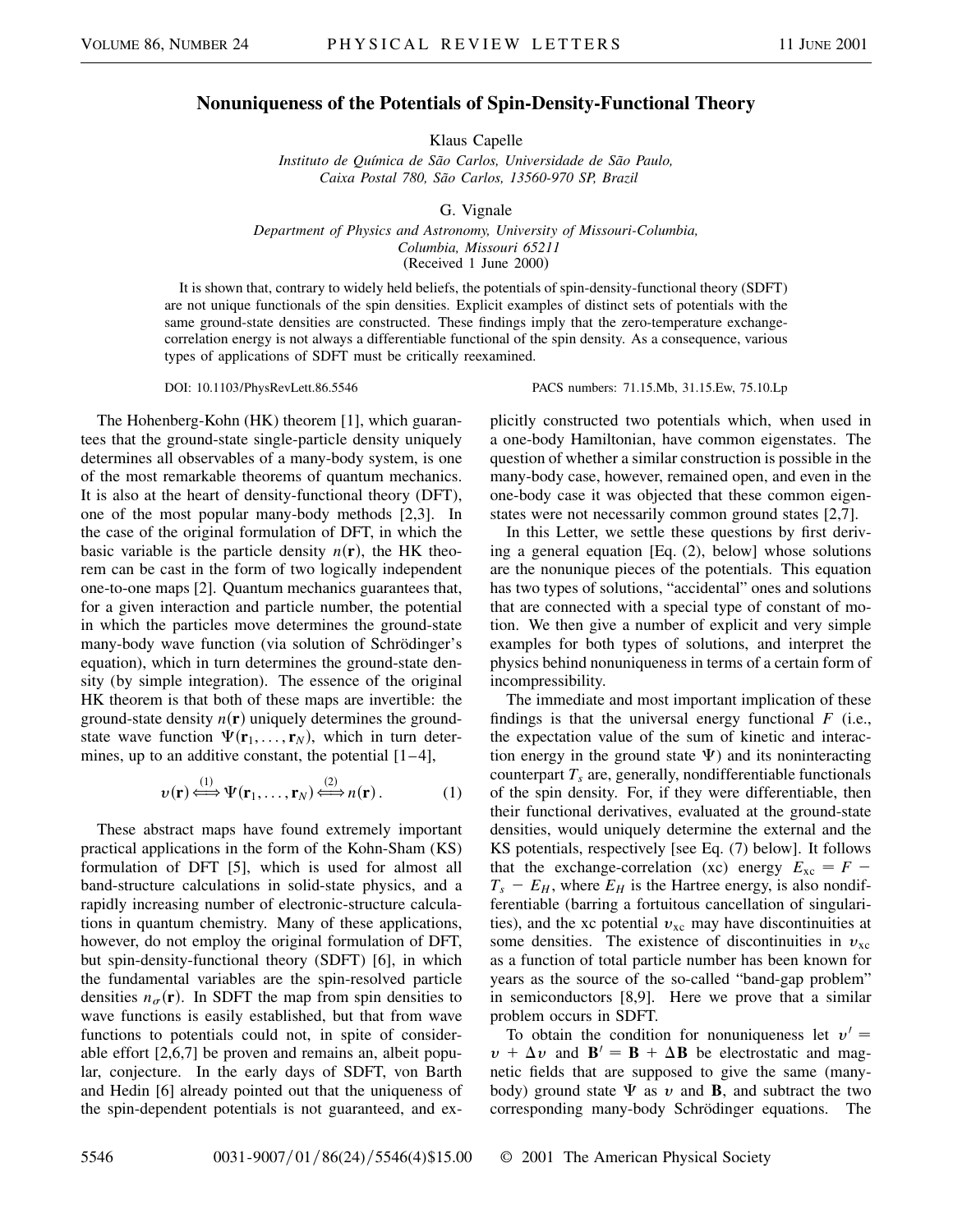# Nonuniqueness of the Potentials of Spin-Density-Functional Theory

Klaus Capelle

*Instituto de Química de São Carlos, Universidade de São Paulo, Caixa Postal 780, São Carlos, 13560-970 SP, Brazil*

G. Vignale

*Department of Physics and Astronomy, University of Missouri-Columbia, Columbia, Missouri 65211*

(Received 1 June 2000)

It is shown that, contrary to widely held beliefs, the potentials of spin-density-functional theory (SDFT) are not unique functionals of the spin densities. Explicit examples of distinct sets of potentials with the same ground-state densities are constructed. These findings imply that the zero-temperature exchange-correlation energy is not always a differentiable functional of the spin density. As a consequence, various types of applications of SDFT must be critically reexamined.

DOI: 10.1103/PhysRevLett.86.5546 PACS numbers: 71.15.Mb, 31.15.Ew, 75.10.Lp

The Hohenberg-Kohn (HK) theorem [1], which guarantees that the ground-state single-particle density uniquely determines all observables of a many-body system, is one of the most remarkable theorems of quantum mechanics. It is also at the heart of density-functional theory (DFT), one of the most popular many-body methods [2,3]. In the case of the original formulation of DFT, in which the basic variable is the particle density $n(\mathbf{r})$, the HK theorem can be cast in the form of two logically independent one-to-one maps [2]. Quantum mechanics guarantees that, for a given interaction and particle number, the potential in which the particles move determines the ground-state many-body wave function (via solution of Schrödinger's equation), which in turn determines the ground-state density (by simple integration). The essence of the original HK theorem is that both of these maps are invertible: the ground-state density $n(\mathbf{r})$ uniquely determines the ground-state wave function $\Psi(\mathbf{r}_1, \dots, \mathbf{r}_N)$, which in turn determines, up to an additive constant, the potential [1–4],

$$v(\mathbf{r}) \overset{(1)}{\Longleftrightarrow} \Psi(\mathbf{r}_1, \dots, \mathbf{r}_N) \overset{(2)}{\Longleftrightarrow} n(\mathbf{r}). \tag{1}$$

These abstract maps have found extremely important practical applications in the form of the Kohn-Sham (KS) formulation of DFT [5], which is used for almost all band-structure calculations in solid-state physics, and a rapidly increasing number of electronic-structure calculations in quantum chemistry. Many of these applications, however, do not employ the original formulation of DFT, but spin-density-functional theory (SDFT) [6], in which the fundamental variables are the spin-resolved particle densities $n_\sigma(\mathbf{r})$. In SDFT the map from spin densities to wave functions is easily established, but that from wave functions to potentials could not, in spite of considerable effort [2,6,7] be proven and remains an, albeit popular, conjecture. In the early days of SDFT, von Barth and Hedin [6] already pointed out that the uniqueness of the spin-dependent potentials is not guaranteed, and explicitly constructed two potentials which, when used in a one-body Hamiltonian, have common eigenstates. The question of whether a similar construction is possible in the many-body case, however, remained open, and even in the one-body case it was objected that these common eigenstates were not necessarily common ground states [2,7].

In this Letter, we settle these questions by first deriving a general equation [Eq. (2), below] whose solutions are the nonunique pieces of the potentials. This equation has two types of solutions, "accidental" ones and solutions that are connected with a special type of constant of motion. We then give a number of explicit and very simple examples for both types of solutions, and interpret the physics behind nonuniqueness in terms of a certain form of incompressibility.

The immediate and most important implication of these findings is that the universal energy functional $F$ (i.e., the expectation value of the sum of kinetic and interaction energy in the ground state $\Psi$) and its noninteracting counterpart $T_s$ are, generally, nondifferentiable functionals of the spin density. For, if they were differentiable, then their functional derivatives, evaluated at the ground-state densities, would uniquely determine the external and the KS potentials, respectively [see Eq. (7) below]. It follows that the exchange-correlation (xc) energy $E_{xc} = F - T_s - E_H$, where $E_H$ is the Hartree energy, is also nondifferentiable (barring a fortuitous cancellation of singularities), and the xc potential $v_{xc}$ may have discontinuities at some densities. The existence of discontinuities in $v_{xc}$ as a function of total particle number has been known for years as the source of the so-called "band-gap problem" in semiconductors [8,9]. Here we prove that a similar problem occurs in SDFT.

To obtain the condition for nonuniqueness let $v' = v + \Delta v$ and $\mathbf{B}' = \mathbf{B} + \Delta\mathbf{B}$ be electrostatic and magnetic fields that are supposed to give the same (many-body) ground state $\Psi$ as $v$ and $\mathbf{B}$, and subtract the two corresponding many-body Schrödinger equations. The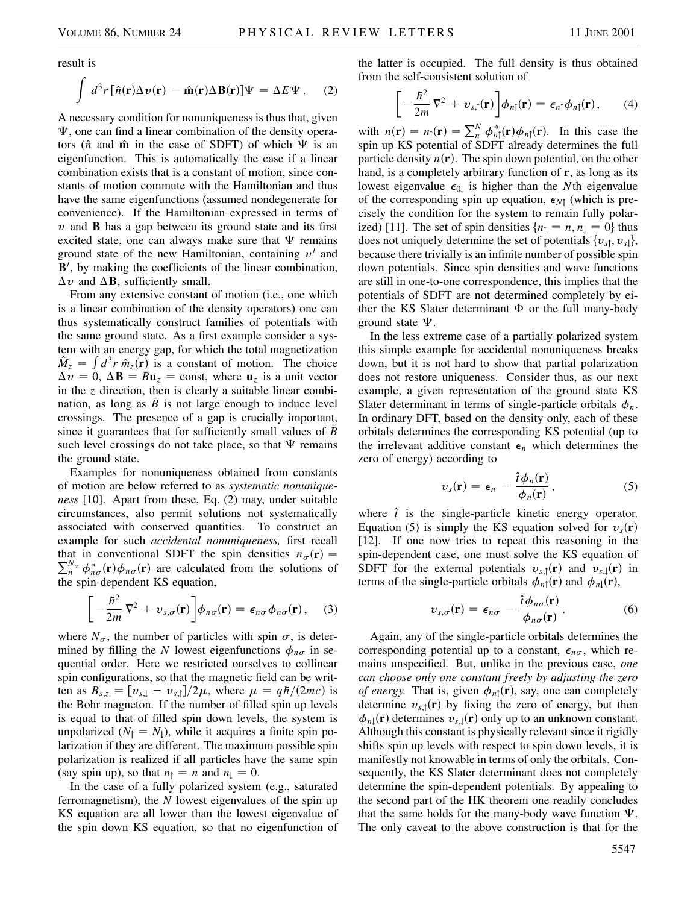result is

$$\int d^3r\,[\hat{n}(\mathbf{r})\Delta v(\mathbf{r}) - \hat{\mathbf{m}}(\mathbf{r})\Delta\mathbf{B}(\mathbf{r})]\Psi = \Delta E \Psi\,. \tag{2}$$

A necessary condition for nonuniqueness is thus that, given $\Psi$, one can find a linear combination of the density operators ($\hat{n}$ and $\hat{\mathbf{m}}$ in the case of SDFT) of which $\Psi$ is an eigenfunction. This is automatically the case if a linear combination exists that is a constant of motion, since constants of motion commute with the Hamiltonian and thus have the same eigenfunctions (assumed nondegenerate for convenience). If the Hamiltonian expressed in terms of $v$ and $\mathbf{B}$ has a gap between its ground state and its first excited state, one can always make sure that $\Psi$ remains ground state of the new Hamiltonian, containing $v'$ and $\mathbf{B}'$, by making the coefficients of the linear combination, $\Delta v$ and $\Delta\mathbf{B}$, sufficiently small.

From any extensive constant of motion (i.e., one which is a linear combination of the density operators) one can thus systematically construct families of potentials with the same ground state. As a first example consider a system with an energy gap, for which the total magnetization $\hat{M}_z = \int d^3r\,\hat{m}_z(\mathbf{r})$ is a constant of motion. The choice $\Delta v = 0$, $\Delta\mathbf{B} = \bar{B}\mathbf{u}_z = \text{const}$, where $\mathbf{u}_z$ is a unit vector in the $z$ direction, then is clearly a suitable linear combination, as long as $\bar{B}$ is not large enough to induce level crossings. The presence of a gap is crucially important, since it guarantees that for sufficiently small values of $\bar{B}$ such level crossings do not take place, so that $\Psi$ remains the ground state.

Examples for nonuniqueness obtained from constants of motion are below referred to as *systematic nonuniqueness* [10]. Apart from these, Eq. (2) may, under suitable circumstances, also permit solutions not systematically associated with conserved quantities. To construct an example for such *accidental nonuniqueness,* first recall that in conventional SDFT the spin densities $n_\sigma(\mathbf{r}) = \sum_n^{N_\sigma} \phi_{n\sigma}^*(\mathbf{r})\phi_{n\sigma}(\mathbf{r})$ are calculated from the solutions of the spin-dependent KS equation,

$$\left[-\frac{\hbar^2}{2m}\nabla^2 + v_{s,\sigma}(\mathbf{r})\right]\phi_{n\sigma}(\mathbf{r}) = \epsilon_{n\sigma}\phi_{n\sigma}(\mathbf{r})\,, \tag{3}$$

where $N_\sigma$, the number of particles with spin $\sigma$, is determined by filling the $N$ lowest eigenfunctions $\phi_{n\sigma}$ in sequential order. Here we restricted ourselves to collinear spin configurations, so that the magnetic field can be written as $B_{s,z} = [v_{s,\downarrow} - v_{s,\uparrow}]/2\mu$, where $\mu = q\hbar/(2mc)$ is the Bohr magneton. If the number of filled spin up levels is equal to that of filled spin down levels, the system is unpolarized ($N_\uparrow = N_\downarrow$), while it acquires a finite spin polarization if they are different. The maximum possible spin polarization is realized if all particles have the same spin (say spin up), so that $n_\uparrow = n$ and $n_\downarrow = 0$.

In the case of a fully polarized system (e.g., saturated ferromagnetism), the $N$ lowest eigenvalues of the spin up KS equation are all lower than the lowest eigenvalue of the spin down KS equation, so that no eigenfunction of the latter is occupied. The full density is thus obtained from the self-consistent solution of

$$\left[-\frac{\hbar^2}{2m}\nabla^2 + v_{s,\uparrow}(\mathbf{r})\right]\phi_{n\uparrow}(\mathbf{r}) = \epsilon_{n\uparrow}\phi_{n\uparrow}(\mathbf{r})\,, \tag{4}$$

with $n(\mathbf{r}) = n_\uparrow(\mathbf{r}) = \sum_n^N \phi_{n\uparrow}^*(\mathbf{r})\phi_{n\uparrow}(\mathbf{r})$. In this case the spin up KS potential of SDFT already determines the full particle density $n(\mathbf{r})$. The spin down potential, on the other hand, is a completely arbitrary function of $\mathbf{r}$, as long as its lowest eigenvalue $\epsilon_{0\downarrow}$ is higher than the $N$th eigenvalue of the corresponding spin up equation, $\epsilon_{N\uparrow}$ (which is precisely the condition for the system to remain fully polarized) [11]. The set of spin densities $\{n_\uparrow = n, n_\downarrow = 0\}$ thus does not uniquely determine the set of potentials $\{v_{s\uparrow}, v_{s\downarrow}\}$, because there trivially is an infinite number of possible spin down potentials. Since spin densities and wave functions are still in one-to-one correspondence, this implies that the potentials of SDFT are not determined completely by either the KS Slater determinant $\Phi$ or the full many-body ground state $\Psi$.

In the less extreme case of a partially polarized system this simple example for accidental nonuniqueness breaks down, but it is not hard to show that partial polarization does not restore uniqueness. Consider thus, as our next example, a given representation of the ground state KS Slater determinant in terms of single-particle orbitals $\phi_n$. In ordinary DFT, based on the density only, each of these orbitals determines the corresponding KS potential (up to the irrelevant additive constant $\epsilon_n$ which determines the zero of energy) according to

$$v_s(\mathbf{r}) = \epsilon_n - \frac{\hat{t}\phi_n(\mathbf{r})}{\phi_n(\mathbf{r})}\,, \tag{5}$$

where $\hat{t}$ is the single-particle kinetic energy operator. Equation (5) is simply the KS equation solved for $v_s(\mathbf{r})$ [12]. If one now tries to repeat this reasoning in the spin-dependent case, one must solve the KS equation of SDFT for the external potentials $v_{s,\uparrow}(\mathbf{r})$ and $v_{s,\downarrow}(\mathbf{r})$ in terms of the single-particle orbitals $\phi_{n\uparrow}(\mathbf{r})$ and $\phi_{n\downarrow}(\mathbf{r})$,

$$v_{s,\sigma}(\mathbf{r}) = \epsilon_{n\sigma} - \frac{\hat{t}\phi_{n\sigma}(\mathbf{r})}{\phi_{n\sigma}(\mathbf{r})}\,. \tag{6}$$

Again, any of the single-particle orbitals determines the corresponding potential up to a constant, $\epsilon_{n\sigma}$, which remains unspecified. But, unlike in the previous case, *one can choose only one constant freely by adjusting the zero of energy.* That is, given $\phi_{n\uparrow}(\mathbf{r})$, say, one can completely determine $v_{s,\uparrow}(\mathbf{r})$ by fixing the zero of energy, but then $\phi_{n\downarrow}(\mathbf{r})$ determines $v_{s,\downarrow}(\mathbf{r})$ only up to an unknown constant. Although this constant is physically relevant since it rigidly shifts spin up levels with respect to spin down levels, it is manifestly not knowable in terms of only the orbitals. Consequently, the KS Slater determinant does not completely determine the spin-dependent potentials. By appealing to the second part of the HK theorem one readily concludes that the same holds for the many-body wave function $\Psi$. The only caveat to the above construction is that for the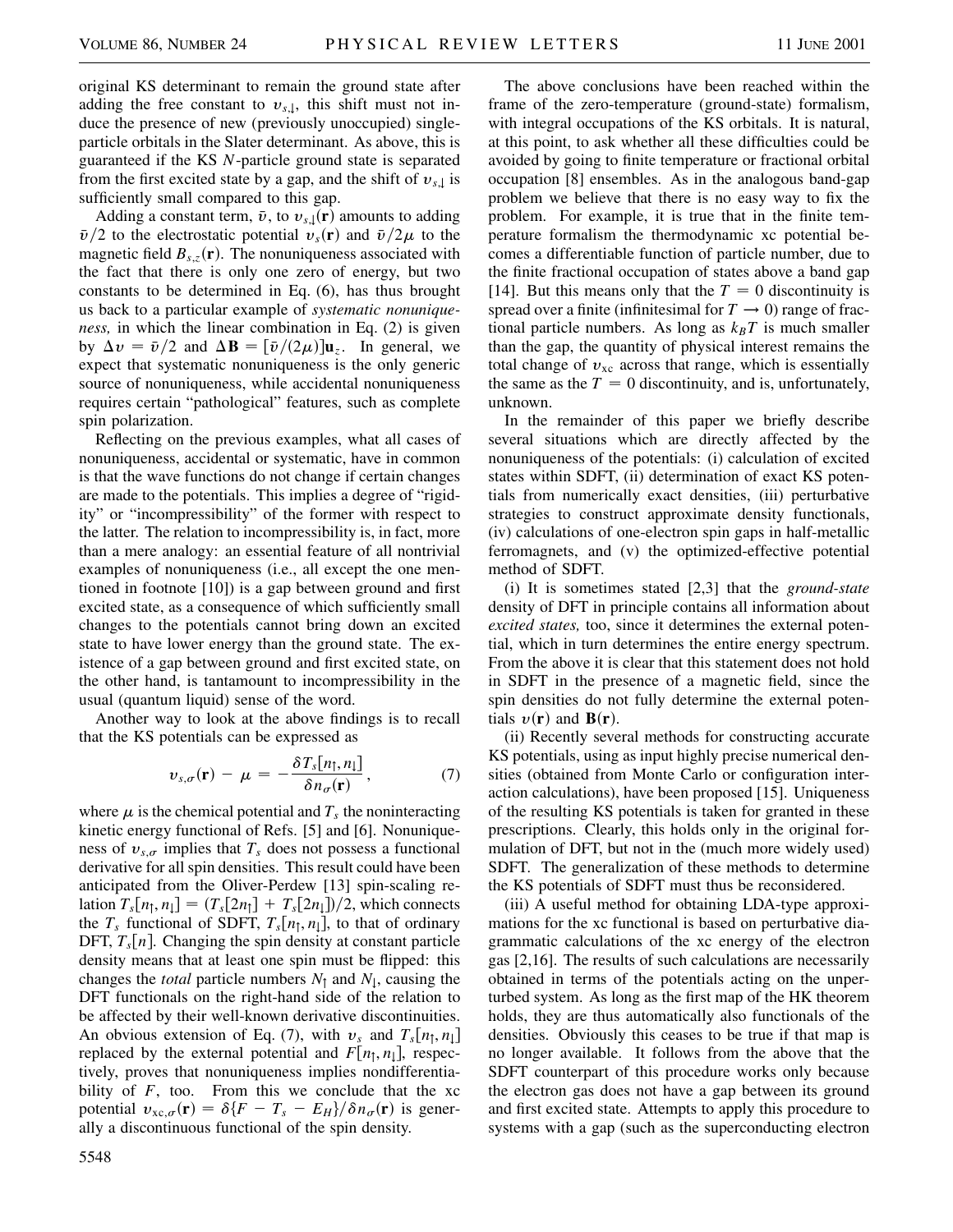original KS determinant to remain the ground state after adding the free constant to $v_{s,\downarrow}$, this shift must not induce the presence of new (previously unoccupied) single-particle orbitals in the Slater determinant. As above, this is guaranteed if the KS $N$-particle ground state is separated from the first excited state by a gap, and the shift of $v_{s,\downarrow}$ is sufficiently small compared to this gap.

Adding a constant term, $\bar{v}$, to $v_{s,\downarrow}(\mathbf{r})$ amounts to adding $\bar{v}/2$ to the electrostatic potential $v_s(\mathbf{r})$ and $\bar{v}/2\mu$ to the magnetic field $B_{s,z}(\mathbf{r})$. The nonuniqueness associated with the fact that there is only one zero of energy, but two constants to be determined in Eq. (6), has thus brought us back to a particular example of *systematic nonuniqueness,* in which the linear combination in Eq. (2) is given by $\Delta v = \bar{v}/2$ and $\Delta \mathbf{B} = [\bar{v}/(2\mu)]\mathbf{u}_z$. In general, we expect that systematic nonuniqueness is the only generic source of nonuniqueness, while accidental nonuniqueness requires certain "pathological" features, such as complete spin polarization.

Reflecting on the previous examples, what all cases of nonuniqueness, accidental or systematic, have in common is that the wave functions do not change if certain changes are made to the potentials. This implies a degree of "rigidity" or "incompressibility" of the former with respect to the latter. The relation to incompressibility is, in fact, more than a mere analogy: an essential feature of all nontrivial examples of nonuniqueness (i.e., all except the one mentioned in footnote [10]) is a gap between ground and first excited state, as a consequence of which sufficiently small changes to the potentials cannot bring down an excited state to have lower energy than the ground state. The existence of a gap between ground and first excited state, on the other hand, is tantamount to incompressibility in the usual (quantum liquid) sense of the word.

Another way to look at the above findings is to recall that the KS potentials can be expressed as

$$v_{s,\sigma}(\mathbf{r}) - \mu = -\frac{\delta T_s[n_\uparrow, n_\downarrow]}{\delta n_\sigma(\mathbf{r})}, \tag{7}$$

where $\mu$ is the chemical potential and $T_s$ the noninteracting kinetic energy functional of Refs. [5] and [6]. Nonuniqueness of $v_{s,\sigma}$ implies that $T_s$ does not possess a functional derivative for all spin densities. This result could have been anticipated from the Oliver-Perdew [13] spin-scaling relation $T_s[n_\uparrow, n_\downarrow] = (T_s[2n_\uparrow] + T_s[2n_\downarrow])/2$, which connects the $T_s$ functional of SDFT, $T_s[n_\uparrow, n_\downarrow]$, to that of ordinary DFT, $T_s[n]$. Changing the spin density at constant particle density means that at least one spin must be flipped: this changes the *total* particle numbers $N_\uparrow$ and $N_\downarrow$, causing the DFT functionals on the right-hand side of the relation to be affected by their well-known derivative discontinuities. An obvious extension of Eq. (7), with $v_s$ and $T_s[n_\uparrow, n_\downarrow]$ replaced by the external potential and $F[n_\uparrow, n_\downarrow]$, respectively, proves that nonuniqueness implies nondifferentiability of $F$, too. From this we conclude that the xc potential $v_{\mathrm{xc},\sigma}(\mathbf{r}) = \delta\{F - T_s - E_H\}/\delta n_\sigma(\mathbf{r})$ is generally a discontinuous functional of the spin density.

The above conclusions have been reached within the frame of the zero-temperature (ground-state) formalism, with integral occupations of the KS orbitals. It is natural, at this point, to ask whether all these difficulties could be avoided by going to finite temperature or fractional orbital occupation [8] ensembles. As in the analogous band-gap problem we believe that there is no easy way to fix the problem. For example, it is true that in the finite temperature formalism the thermodynamic xc potential becomes a differentiable function of particle number, due to the finite fractional occupation of states above a band gap [14]. But this means only that the $T = 0$ discontinuity is spread over a finite (infinitesimal for $T \to 0$) range of fractional particle numbers. As long as $k_B T$ is much smaller than the gap, the quantity of physical interest remains the total change of $v_{\mathrm{xc}}$ across that range, which is essentially the same as the $T = 0$ discontinuity, and is, unfortunately, unknown.

In the remainder of this paper we briefly describe several situations which are directly affected by the nonuniqueness of the potentials: (i) calculation of excited states within SDFT, (ii) determination of exact KS potentials from numerically exact densities, (iii) perturbative strategies to construct approximate density functionals, (iv) calculations of one-electron spin gaps in half-metallic ferromagnets, and (v) the optimized-effective potential method of SDFT.

(i) It is sometimes stated [2,3] that the *ground-state* density of DFT in principle contains all information about *excited states,* too, since it determines the external potential, which in turn determines the entire energy spectrum. From the above it is clear that this statement does not hold in SDFT in the presence of a magnetic field, since the spin densities do not fully determine the external potentials $v(\mathbf{r})$ and $\mathbf{B}(\mathbf{r})$.

(ii) Recently several methods for constructing accurate KS potentials, using as input highly precise numerical densities (obtained from Monte Carlo or configuration interaction calculations), have been proposed [15]. Uniqueness of the resulting KS potentials is taken for granted in these prescriptions. Clearly, this holds only in the original formulation of DFT, but not in the (much more widely used) SDFT. The generalization of these methods to determine the KS potentials of SDFT must thus be reconsidered.

(iii) A useful method for obtaining LDA-type approximations for the xc functional is based on perturbative diagrammatic calculations of the xc energy of the electron gas [2,16]. The results of such calculations are necessarily obtained in terms of the potentials acting on the unperturbed system. As long as the first map of the HK theorem holds, they are thus automatically also functionals of the densities. Obviously this ceases to be true if that map is no longer available. It follows from the above that the SDFT counterpart of this procedure works only because the electron gas does not have a gap between its ground and first excited state. Attempts to apply this procedure to systems with a gap (such as the superconducting electron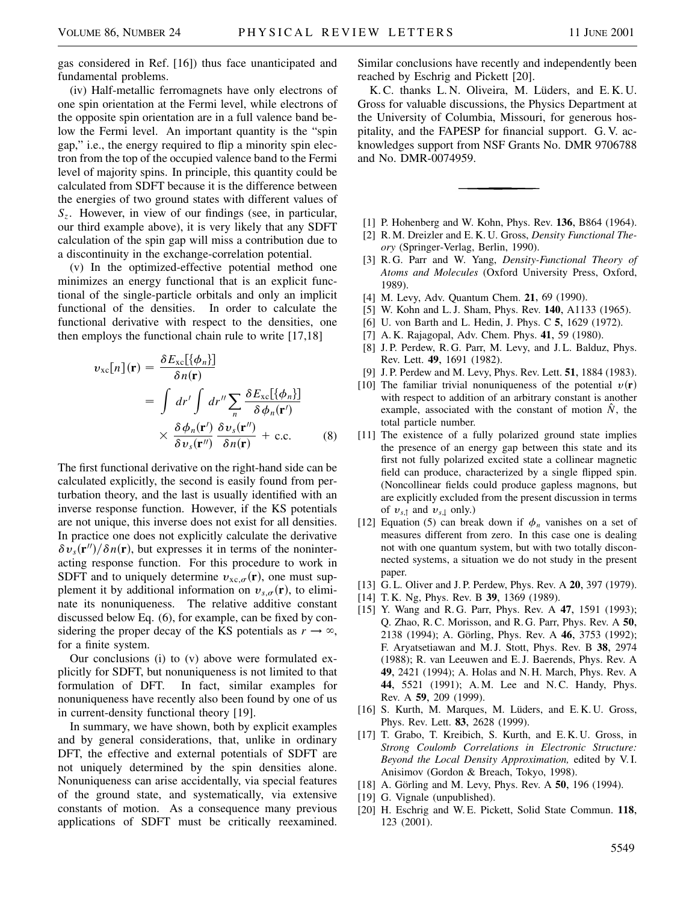gas considered in Ref. [16]) thus face unanticipated and fundamental problems.

(iv) Half-metallic ferromagnets have only electrons of one spin orientation at the Fermi level, while electrons of the opposite spin orientation are in a full valence band below the Fermi level. An important quantity is the "spin gap," i.e., the energy required to flip a minority spin electron from the top of the occupied valence band to the Fermi level of majority spins. In principle, this quantity could be calculated from SDFT because it is the difference between the energies of two ground states with different values of $S_z$. However, in view of our findings (see, in particular, our third example above), it is very likely that any SDFT calculation of the spin gap will miss a contribution due to a discontinuity in the exchange-correlation potential.

(v) In the optimized-effective potential method one minimizes an energy functional that is an explicit functional of the single-particle orbitals and only an implicit functional of the densities. In order to calculate the functional derivative with respect to the densities, one then employs the functional chain rule to write [17,18]

$$v_{\mathrm{xc}}[n](\mathbf{r}) = \frac{\delta E_{\mathrm{xc}}[\{\phi_n\}]}{\delta n(\mathbf{r})} = \int dr' \int dr'' \sum_n \frac{\delta E_{\mathrm{xc}}[\{\phi_n\}]}{\delta \phi_n(\mathbf{r}')} \times \frac{\delta \phi_n(\mathbf{r}')}{\delta v_s(\mathbf{r}'')} \frac{\delta v_s(\mathbf{r}'')}{\delta n(\mathbf{r})} + \text{c.c.} \tag{8}$$

The first functional derivative on the right-hand side can be calculated explicitly, the second is easily found from perturbation theory, and the last is usually identified with an inverse response function. However, if the KS potentials are not unique, this inverse does not exist for all densities. In practice one does not explicitly calculate the derivative $\delta v_s(\mathbf{r}'')/\delta n(\mathbf{r})$, but expresses it in terms of the noninteracting response function. For this procedure to work in SDFT and to uniquely determine $v_{\mathrm{xc},\sigma}(\mathbf{r})$, one must supplement it by additional information on $v_{s,\sigma}(\mathbf{r})$, to eliminate its nonuniqueness. The relative additive constant discussed below Eq. (6), for example, can be fixed by considering the proper decay of the KS potentials as $r \to \infty$, for a finite system.

Our conclusions (i) to (v) above were formulated explicitly for SDFT, but nonuniqueness is not limited to that formulation of DFT. In fact, similar examples for nonuniqueness have recently also been found by one of us in current-density functional theory [19].

In summary, we have shown, both by explicit examples and by general considerations, that, unlike in ordinary DFT, the effective and external potentials of SDFT are not uniquely determined by the spin densities alone. Nonuniqueness can arise accidentally, via special features of the ground state, and systematically, via extensive constants of motion. As a consequence many previous applications of SDFT must be critically reexamined. Similar conclusions have recently and independently been reached by Eschrig and Pickett [20].

K. C. thanks L. N. Oliveira, M. Lüders, and E. K. U. Gross for valuable discussions, the Physics Department at the University of Columbia, Missouri, for generous hospitality, and the FAPESP for financial support. G. V. acknowledges support from NSF Grants No. DMR 9706788 and No. DMR-0074959.

---

[1] P. Hohenberg and W. Kohn, Phys. Rev. **136**, B864 (1964).

[2] R. M. Dreizler and E. K. U. Gross, *Density Functional Theory* (Springer-Verlag, Berlin, 1990).

[3] R. G. Parr and W. Yang, *Density-Functional Theory of Atoms and Molecules* (Oxford University Press, Oxford, 1989).

[4] M. Levy, Adv. Quantum Chem. **21**, 69 (1990).

[5] W. Kohn and L. J. Sham, Phys. Rev. **140**, A1133 (1965).

[6] U. von Barth and L. Hedin, J. Phys. C **5**, 1629 (1972).

[7] A. K. Rajagopal, Adv. Chem. Phys. **41**, 59 (1980).

[8] J. P. Perdew, R. G. Parr, M. Levy, and J. L. Balduz, Phys. Rev. Lett. **49**, 1691 (1982).

[9] J. P. Perdew and M. Levy, Phys. Rev. Lett. **51**, 1884 (1983).

[10] The familiar trivial nonuniqueness of the potential $v(\mathbf{r})$ with respect to addition of an arbitrary constant is another example, associated with the constant of motion $\hat{N}$, the total particle number.

[11] The existence of a fully polarized ground state implies the presence of an energy gap between this state and its first not fully polarized excited state a collinear magnetic field can produce, characterized by a single flipped spin. (Noncollinear fields could produce gapless magnons, but are explicitly excluded from the present discussion in terms of $v_{s,\uparrow}$ and $v_{s,\downarrow}$ only.)

[12] Equation (5) can break down if $\phi_n$ vanishes on a set of measures different from zero. In this case one is dealing not with one quantum system, but with two totally disconnected systems, a situation we do not study in the present paper.

[13] G. L. Oliver and J. P. Perdew, Phys. Rev. A **20**, 397 (1979).

[14] T. K. Ng, Phys. Rev. B **39**, 1369 (1989).

[15] Y. Wang and R. G. Parr, Phys. Rev. A **47**, 1591 (1993); Q. Zhao, R. C. Morisson, and R. G. Parr, Phys. Rev. A **50**, 2138 (1994); A. Görling, Phys. Rev. A **46**, 3753 (1992); F. Aryatsetiawan and M. J. Stott, Phys. Rev. B **38**, 2974 (1988); R. van Leeuwen and E. J. Baerends, Phys. Rev. A **49**, 2421 (1994); A. Holas and N. H. March, Phys. Rev. A **44**, 5521 (1991); A. M. Lee and N. C. Handy, Phys. Rev. A **59**, 209 (1999).

[16] S. Kurth, M. Marques, M. Lüders, and E. K. U. Gross, Phys. Rev. Lett. **83**, 2628 (1999).

[17] T. Grabo, T. Kreibich, S. Kurth, and E. K. U. Gross, in *Strong Coulomb Correlations in Electronic Structure: Beyond the Local Density Approximation,* edited by V. I. Anisimov (Gordon & Breach, Tokyo, 1998).

[18] A. Görling and M. Levy, Phys. Rev. A **50**, 196 (1994).

[19] G. Vignale (unpublished).

[20] H. Eschrig and W. E. Pickett, Solid State Commun. **118**, 123 (2001).